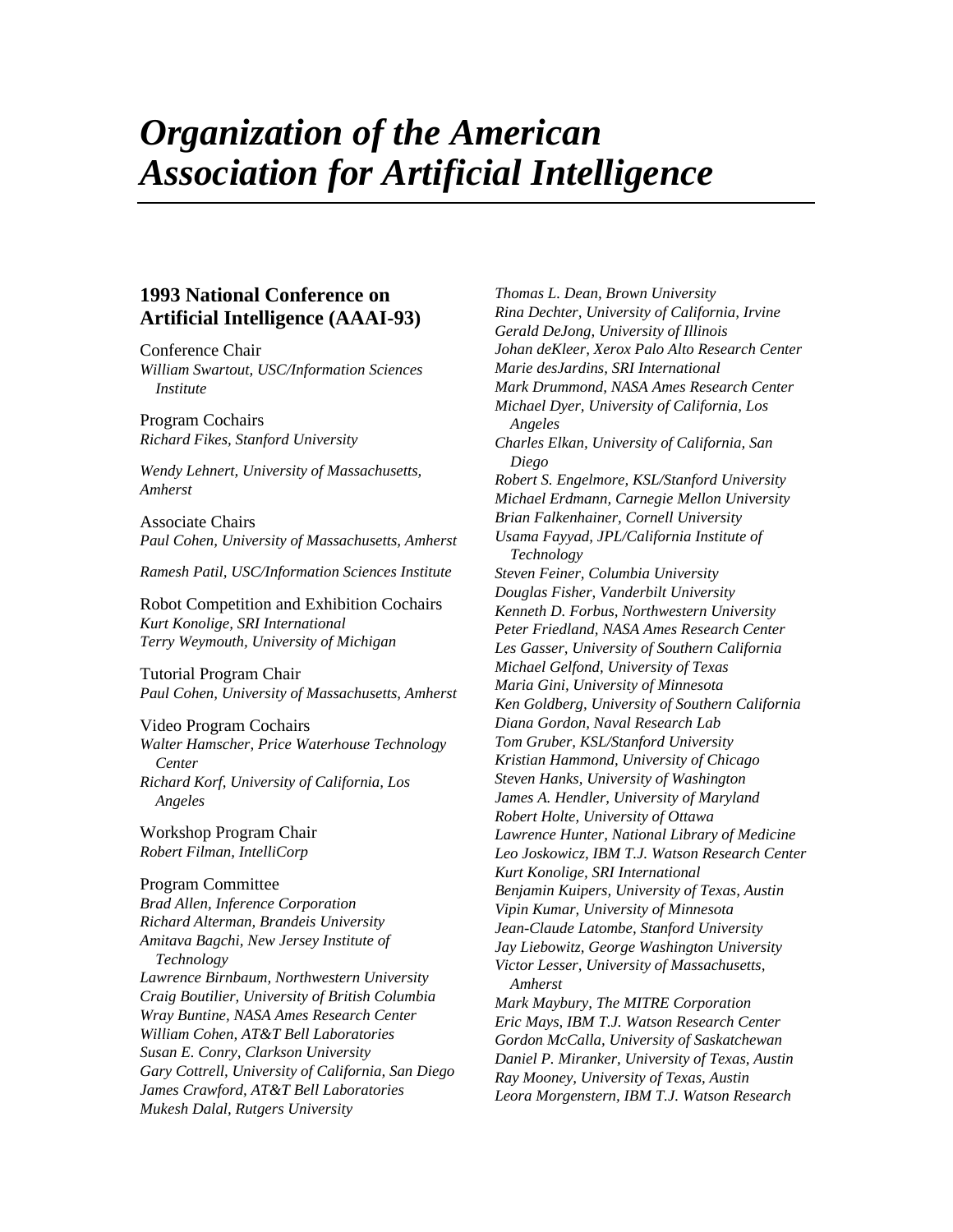# Organization of the American Association for Artificial Intelligence

## 1993 National Conference on Artificial Intelligence (AAAI-93)

Conference Chair

*William Swartout, USC/Information Sciences Institute*

Program Cochairs

*Richard Fikes, Stanford University*

*Wendy Lehnert, University of Massachusetts, Amherst*

Associate Chairs

*Paul Cohen, University of Massachusetts, Amherst*

*Ramesh Patil, USC/Information Sciences Institute*

Robot Competition and Exhibition Cochairs

*Kurt Konolige, SRI International*
*Terry Weymouth, University of Michigan*

Tutorial Program Chair

*Paul Cohen, University of Massachusetts, Amherst*

Video Program Cochairs

*Walter Hamscher, Price Waterhouse Technology Center*
*Richard Korf, University of California, Los Angeles*

Workshop Program Chair

*Robert Filman, IntelliCorp*

Program Committee

*Brad Allen, Inference Corporation*
*Richard Alterman, Brandeis University*
*Amitava Bagchi, New Jersey Institute of Technology*
*Lawrence Birnbaum, Northwestern University*
*Craig Boutilier, University of British Columbia*
*Wray Buntine, NASA Ames Research Center*
*William Cohen, AT&T Bell Laboratories*
*Susan E. Conry, Clarkson University*
*Gary Cottrell, University of California, San Diego*
*James Crawford, AT&T Bell Laboratories*
*Mukesh Dalal, Rutgers University*
*Thomas L. Dean, Brown University*
*Rina Dechter, University of California, Irvine*
*Gerald DeJong, University of Illinois*
*Johan deKleer, Xerox Palo Alto Research Center*
*Marie desJardins, SRI International*
*Mark Drummond, NASA Ames Research Center*
*Michael Dyer, University of California, Los Angeles*
*Charles Elkan, University of California, San Diego*
*Robert S. Engelmore, KSL/Stanford University*
*Michael Erdmann, Carnegie Mellon University*
*Brian Falkenhainer, Cornell University*
*Usama Fayyad, JPL/California Institute of Technology*
*Steven Feiner, Columbia University*
*Douglas Fisher, Vanderbilt University*
*Kenneth D. Forbus, Northwestern University*
*Peter Friedland, NASA Ames Research Center*
*Les Gasser, University of Southern California*
*Michael Gelfond, University of Texas*
*Maria Gini, University of Minnesota*
*Ken Goldberg, University of Southern California*
*Diana Gordon, Naval Research Lab*
*Tom Gruber, KSL/Stanford University*
*Kristian Hammond, University of Chicago*
*Steven Hanks, University of Washington*
*James A. Hendler, University of Maryland*
*Robert Holte, University of Ottawa*
*Lawrence Hunter, National Library of Medicine*
*Leo Joskowicz, IBM T.J. Watson Research Center*
*Kurt Konolige, SRI International*
*Benjamin Kuipers, University of Texas, Austin*
*Vipin Kumar, University of Minnesota*
*Jean-Claude Latombe, Stanford University*
*Jay Liebowitz, George Washington University*
*Victor Lesser, University of Massachusetts, Amherst*
*Mark Maybury, The MITRE Corporation*
*Eric Mays, IBM T.J. Watson Research Center*
*Gordon McCalla, University of Saskatchewan*
*Daniel P. Miranker, University of Texas, Austin*
*Ray Mooney, University of Texas, Austin*
*Leora Morgenstern, IBM T.J. Watson Research*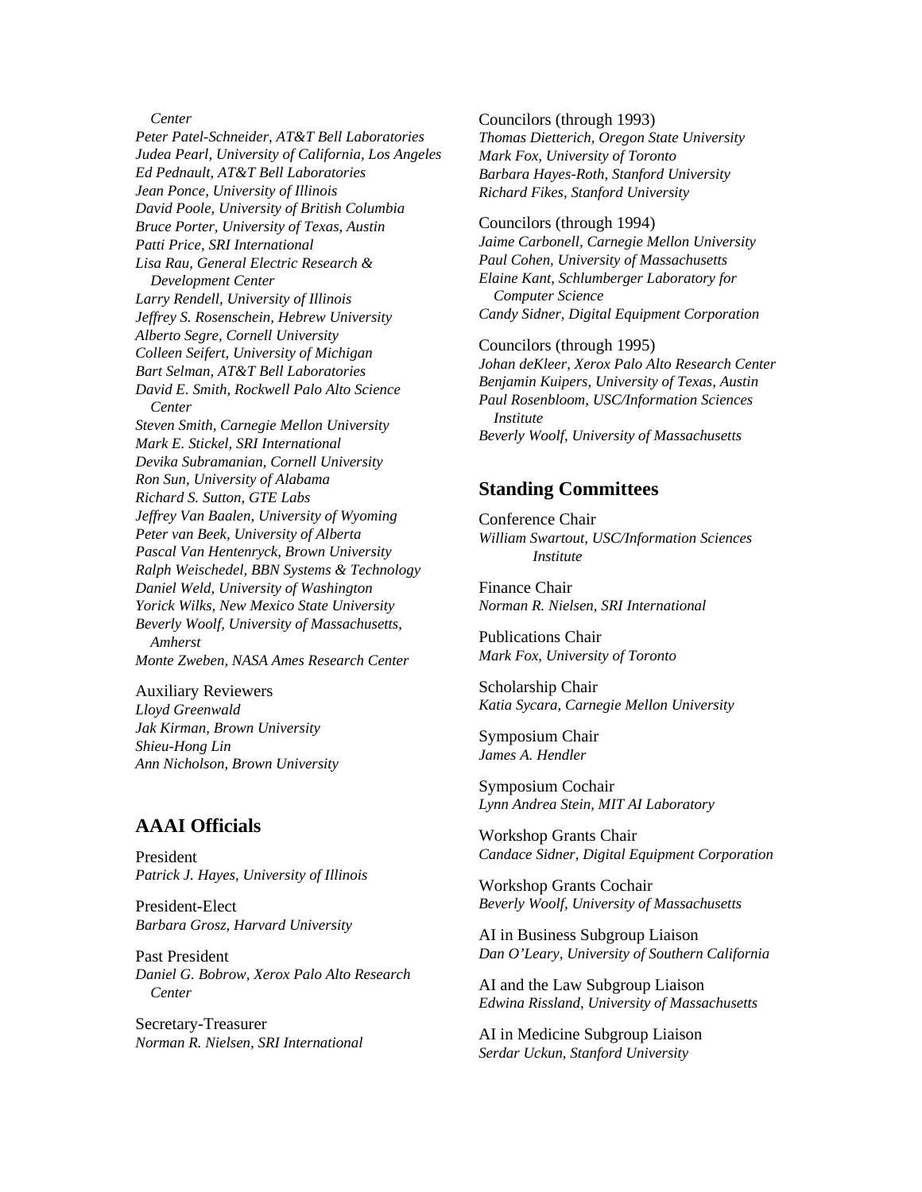Center

*Peter Patel-Schneider, AT&T Bell Laboratories*
*Judea Pearl, University of California, Los Angeles*
*Ed Pednault, AT&T Bell Laboratories*
*Jean Ponce, University of Illinois*
*David Poole, University of British Columbia*
*Bruce Porter, University of Texas, Austin*
*Patti Price, SRI International*
*Lisa Rau, General Electric Research & Development Center*
*Larry Rendell, University of Illinois*
*Jeffrey S. Rosenschein, Hebrew University*
*Alberto Segre, Cornell University*
*Colleen Seifert, University of Michigan*
*Bart Selman, AT&T Bell Laboratories*
*David E. Smith, Rockwell Palo Alto Science Center*
*Steven Smith, Carnegie Mellon University*
*Mark E. Stickel, SRI International*
*Devika Subramanian, Cornell University*
*Ron Sun, University of Alabama*
*Richard S. Sutton, GTE Labs*
*Jeffrey Van Baalen, University of Wyoming*
*Peter van Beek, University of Alberta*
*Pascal Van Hentenryck, Brown University*
*Ralph Weischedel, BBN Systems & Technology*
*Daniel Weld, University of Washington*
*Yorick Wilks, New Mexico State University*
*Beverly Woolf, University of Massachusetts, Amherst*
*Monte Zweben, NASA Ames Research Center*

Auxiliary Reviewers
*Lloyd Greenwald*
*Jak Kirman, Brown University*
*Shieu-Hong Lin*
*Ann Nicholson, Brown University*

## AAAI Officials

President
*Patrick J. Hayes, University of Illinois*

President-Elect
*Barbara Grosz, Harvard University*

Past President
*Daniel G. Bobrow, Xerox Palo Alto Research Center*

Secretary-Treasurer
*Norman R. Nielsen, SRI International*

Councilors (through 1993)
*Thomas Dietterich, Oregon State University*
*Mark Fox, University of Toronto*
*Barbara Hayes-Roth, Stanford University*
*Richard Fikes, Stanford University*

Councilors (through 1994)
*Jaime Carbonell, Carnegie Mellon University*
*Paul Cohen, University of Massachusetts*
*Elaine Kant, Schlumberger Laboratory for Computer Science*
*Candy Sidner, Digital Equipment Corporation*

Councilors (through 1995)
*Johan deKleer, Xerox Palo Alto Research Center*
*Benjamin Kuipers, University of Texas, Austin*
*Paul Rosenbloom, USC/Information Sciences Institute*
*Beverly Woolf, University of Massachusetts*

## Standing Committees

Conference Chair
*William Swartout, USC/Information Sciences Institute*

Finance Chair
*Norman R. Nielsen, SRI International*

Publications Chair
*Mark Fox, University of Toronto*

Scholarship Chair
*Katia Sycara, Carnegie Mellon University*

Symposium Chair
*James A. Hendler*

Symposium Cochair
*Lynn Andrea Stein, MIT AI Laboratory*

Workshop Grants Chair
*Candace Sidner, Digital Equipment Corporation*

Workshop Grants Cochair
*Beverly Woolf, University of Massachusetts*

AI in Business Subgroup Liaison
*Dan O'Leary, University of Southern California*

AI and the Law Subgroup Liaison
*Edwina Rissland, University of Massachusetts*

AI in Medicine Subgroup Liaison
*Serdar Uckun, Stanford University*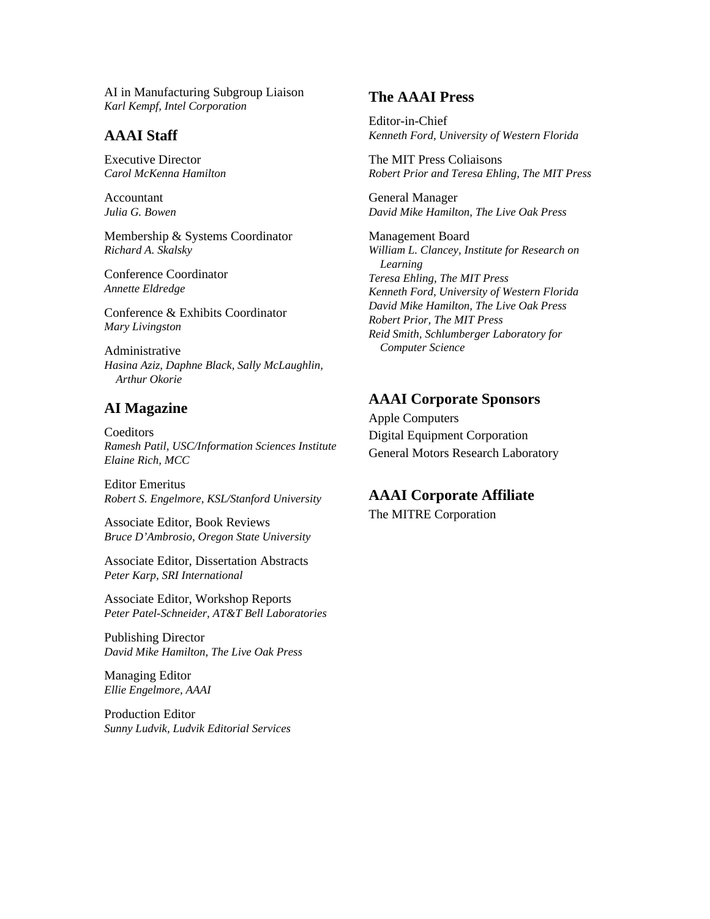AI in Manufacturing Subgroup Liaison
*Karl Kempf, Intel Corporation*

## AAAI Staff

Executive Director
*Carol McKenna Hamilton*

Accountant
*Julia G. Bowen*

Membership & Systems Coordinator
*Richard A. Skalsky*

Conference Coordinator
*Annette Eldredge*

Conference & Exhibits Coordinator
*Mary Livingston*

Administrative
*Hasina Aziz, Daphne Black, Sally McLaughlin, Arthur Okorie*

## AI Magazine

Coeditors
*Ramesh Patil, USC/Information Sciences Institute*
*Elaine Rich, MCC*

Editor Emeritus
*Robert S. Engelmore, KSL/Stanford University*

Associate Editor, Book Reviews
*Bruce D'Ambrosio, Oregon State University*

Associate Editor, Dissertation Abstracts
*Peter Karp, SRI International*

Associate Editor, Workshop Reports
*Peter Patel-Schneider, AT&T Bell Laboratories*

Publishing Director
*David Mike Hamilton, The Live Oak Press*

Managing Editor
*Ellie Engelmore, AAAI*

Production Editor
*Sunny Ludvik, Ludvik Editorial Services*

## The AAAI Press

Editor-in-Chief
*Kenneth Ford, University of Western Florida*

The MIT Press Coliaisons
*Robert Prior and Teresa Ehling, The MIT Press*

General Manager
*David Mike Hamilton, The Live Oak Press*

Management Board
*William L. Clancey, Institute for Research on Learning*
*Teresa Ehling, The MIT Press*
*Kenneth Ford, University of Western Florida*
*David Mike Hamilton, The Live Oak Press*
*Robert Prior, The MIT Press*
*Reid Smith, Schlumberger Laboratory for Computer Science*

## AAAI Corporate Sponsors

Apple Computers
Digital Equipment Corporation
General Motors Research Laboratory

## AAAI Corporate Affiliate

The MITRE Corporation